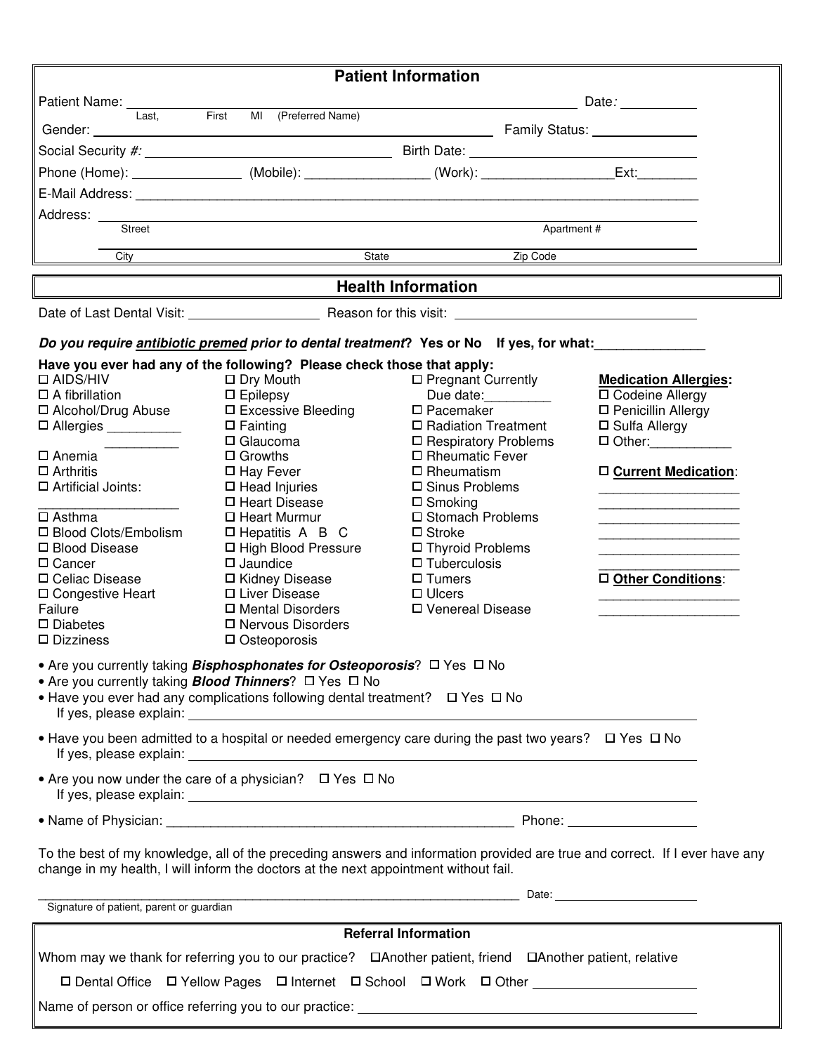## Patient Information

Patient Name: ______________________________ Date: __________
Last, First MI (Preferred Name)

Gender: ______________________________ Family Status: ______________

Social Security #: ______________________________ Birth Date: ______________________________

Phone (Home): _______________ (Mobile): ________________ (Work): _________________Ext:________

E-Mail Address: ______________________________________________________________________

Address: ______________________________________________________________________
Street Apartment #

______________________________________________________________________
City State Zip Code

## Health Information

Date of Last Dental Visit: __________________ Reason for this visit: ______________________________

***Do you require antibiotic premed prior to dental treatment*? Yes or No If yes, for what:_______________**

**Have you ever had any of the following? Please check those that apply:**

- ☐ AIDS/HIV
- ☐ A fibrillation
- ☐ Alcohol/Drug Abuse
- ☐ Allergies __________ __________
- ☐ Anemia
- ☐ Arthritis
- ☐ Artificial Joints: __________________
- ☐ Asthma
- ☐ Blood Clots/Embolism
- ☐ Blood Disease
- ☐ Cancer
- ☐ Celiac Disease
- ☐ Congestive Heart Failure
- ☐ Diabetes
- ☐ Dizziness
- ☐ Dry Mouth
- ☐ Epilepsy
- ☐ Excessive Bleeding
- ☐ Fainting
- ☐ Glaucoma
- ☐ Growths
- ☐ Hay Fever
- ☐ Head Injuries
- ☐ Heart Disease
- ☐ Heart Murmur
- ☐ Hepatitis A B C
- ☐ High Blood Pressure
- ☐ Jaundice
- ☐ Kidney Disease
- ☐ Liver Disease
- ☐ Mental Disorders
- ☐ Nervous Disorders
- ☐ Osteoporosis
- ☐ Pregnant Currently Due date:_________
- ☐ Pacemaker
- ☐ Radiation Treatment
- ☐ Respiratory Problems
- ☐ Rheumatic Fever
- ☐ Rheumatism
- ☐ Sinus Problems
- ☐ Smoking
- ☐ Stomach Problems
- ☐ Stroke
- ☐ Thyroid Problems
- ☐ Tuberculosis
- ☐ Tumers
- ☐ Ulcers
- ☐ Venereal Disease

**Medication Allergies:**

- ☐ Codeine Allergy
- ☐ Penicillin Allergy
- ☐ Sulfa Allergy
- ☐ Other:___________

☐ **Current Medication**:
__________________
__________________
__________________
__________________
__________________
__________________

☐ **Other Conditions**:
__________________
__________________

- Are you currently taking ***Bisphosphonates for Osteoporosis***? ☐ Yes ☐ No
- Are you currently taking ***Blood Thinners***? ☐ Yes ☐ No
- Have you ever had any complications following dental treatment? ☐ Yes ☐ No
  If yes, please explain: ______________________________________________________________
- Have you been admitted to a hospital or needed emergency care during the past two years? ☐ Yes ☐ No
  If yes, please explain: ______________________________________________________________
- Are you now under the care of a physician? ☐ Yes ☐ No
  If yes, please explain: ______________________________________________________________
- Name of Physician: ______________________________________________ Phone: _________________

To the best of my knowledge, all of the preceding answers and information provided are true and correct. If I ever have any change in my health, I will inform the doctors at the next appointment without fail.

______________________________________________________________________ Date: ____________________
Signature of patient, parent or guardian

## Referral Information

Whom may we thank for referring you to our practice? ☐Another patient, friend ☐Another patient, relative

☐ Dental Office ☐ Yellow Pages ☐ Internet ☐ School ☐ Work ☐ Other ____________________

Name of person or office referring you to our practice: ______________________________________________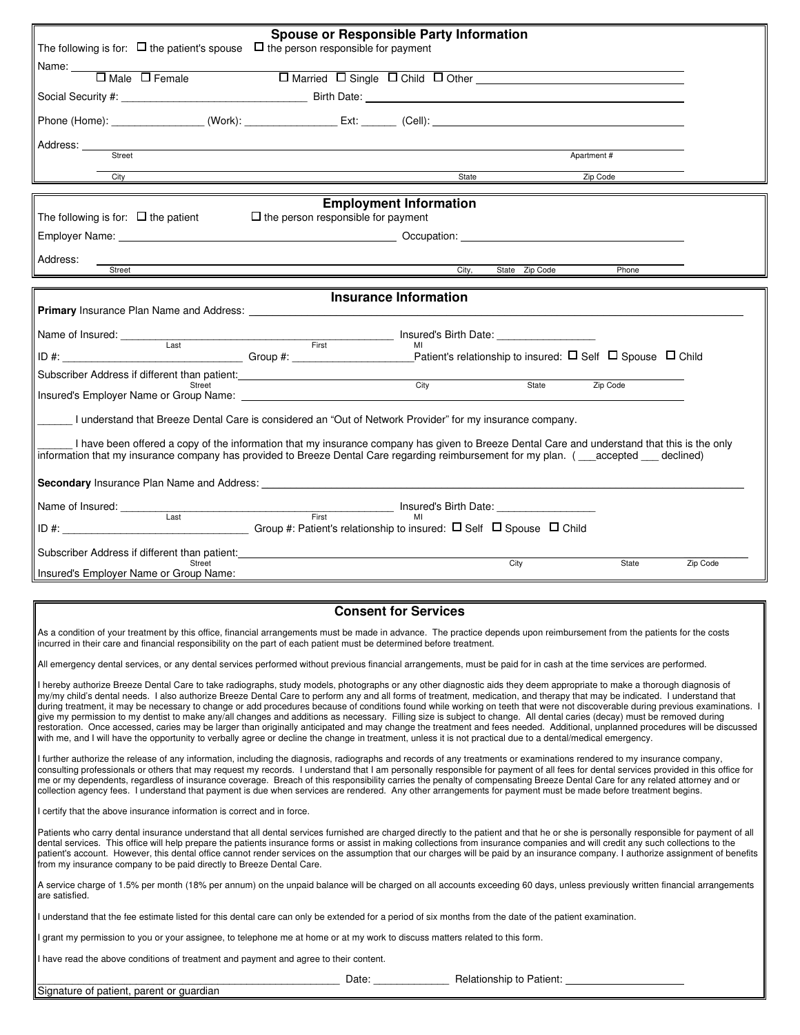## Spouse or Responsible Party Information

The following is for: ☐ the patient's spouse ☐ the person responsible for payment

Name: ______________________________

☐ Male ☐ Female ☐ Married ☐ Single ☐ Child ☐ Other ______________

Social Security #: ______________________________ Birth Date: ______________________________

Phone (Home): _______________ (Work): _______________ Ext: ______ (Cell): ______________

Address: ______________________________

Street Apartment #

______________________________

City State Zip Code

## Employment Information

The following is for: ☐ the patient ☐ the person responsible for payment

Employer Name: ______________________________ Occupation: ______________________________

Address: ______________________________

Street City, State Zip Code Phone

## Insurance Information

**Primary** Insurance Plan Name and Address: ______________________________

Name of Insured: ______________________________ Insured's Birth Date: ________________

Last First MI

ID #: ______________________________ Group #: ____________________ Patient's relationship to insured: ☐ Self ☐ Spouse ☐ Child

Subscriber Address if different than patient: ______________________________

Street City State Zip Code

Insured's Employer Name or Group Name: ______________________________

______ I understand that Breeze Dental Care is considered an "Out of Network Provider" for my insurance company.

______ I have been offered a copy of the information that my insurance company has given to Breeze Dental Care and understand that this is the only information that my insurance company has provided to Breeze Dental Care regarding reimbursement for my plan. ( ___accepted ___ declined)

**Secondary** Insurance Plan Name and Address: ______________________________

Name of Insured: ______________________________ Insured's Birth Date: ________________

Last First MI

ID #: ______________________________ Group #: Patient's relationship to insured: ☐ Self ☐ Spouse ☐ Child

Subscriber Address if different than patient: ______________________________

Street City State Zip Code

Insured's Employer Name or Group Name:

## Consent for Services

As a condition of your treatment by this office, financial arrangements must be made in advance. The practice depends upon reimbursement from the patients for the costs incurred in their care and financial responsibility on the part of each patient must be determined before treatment.

All emergency dental services, or any dental services performed without previous financial arrangements, must be paid for in cash at the time services are performed.

I hereby authorize Breeze Dental Care to take radiographs, study models, photographs or any other diagnostic aids they deem appropriate to make a thorough diagnosis of my/my child's dental needs. I also authorize Breeze Dental Care to perform any and all forms of treatment, medication, and therapy that may be indicated. I understand that during treatment, it may be necessary to change or add procedures because of conditions found while working on teeth that were not discoverable during previous examinations. I give my permission to my dentist to make any/all changes and additions as necessary. Filling size is subject to change. All dental caries (decay) must be removed during restoration. Once accessed, caries may be larger than originally anticipated and may change the treatment and fees needed. Additional, unplanned procedures will be discussed with me, and I will have the opportunity to verbally agree or decline the change in treatment, unless it is not practical due to a dental/medical emergency.

I further authorize the release of any information, including the diagnosis, radiographs and records of any treatments or examinations rendered to my insurance company, consulting professionals or others that may request my records. I understand that I am personally responsible for payment of all fees for dental services provided in this office for me or my dependents, regardless of insurance coverage. Breach of this responsibility carries the penalty of compensating Breeze Dental Care for any related attorney and or collection agency fees. I understand that payment is due when services are rendered. Any other arrangements for payment must be made before treatment begins.

I certify that the above insurance information is correct and in force.

Patients who carry dental insurance understand that all dental services furnished are charged directly to the patient and that he or she is personally responsible for payment of all dental services. This office will help prepare the patients insurance forms or assist in making collections from insurance companies and will credit any such collections to the patient's account. However, this dental office cannot render services on the assumption that our charges will be paid by an insurance company. I authorize assignment of benefits from my insurance company to be paid directly to Breeze Dental Care.

A service charge of 1.5% per month (18% per annum) on the unpaid balance will be charged on all accounts exceeding 60 days, unless previously written financial arrangements are satisfied.

I understand that the fee estimate listed for this dental care can only be extended for a period of six months from the date of the patient examination.

I grant my permission to you or your assignee, to telephone me at home or at my work to discuss matters related to this form.

I have read the above conditions of treatment and payment and agree to their content.

______________________________ Date: _____________ Relationship to Patient: ____________________

Signature of patient, parent or guardian